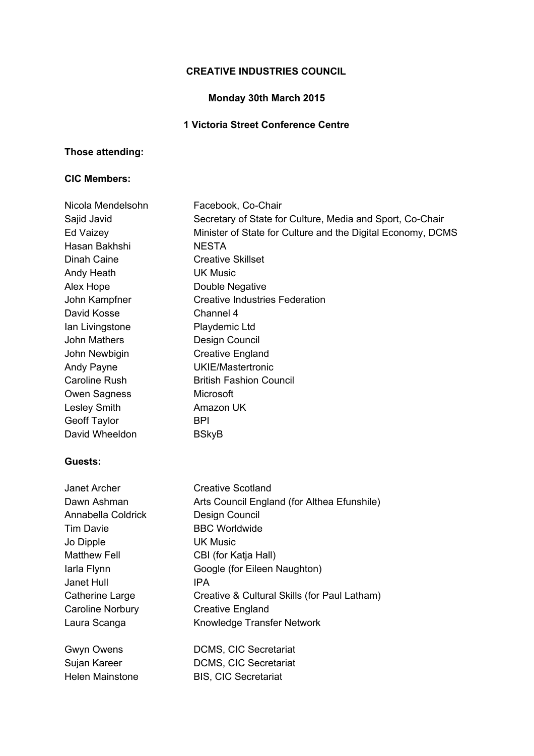**CREATIVE INDUSTRIES COUNCIL**

**Monday 30th March 2015**

**1 Victoria Street Conference Centre**

**Those attending:**

**CIC Members:**

| | |
|---|---|
| Nicola Mendelsohn | Facebook, Co-Chair |
| Sajid Javid | Secretary of State for Culture, Media and Sport, Co-Chair |
| Ed Vaizey | Minister of State for Culture and the Digital Economy, DCMS |
| Hasan Bakhshi | NESTA |
| Dinah Caine | Creative Skillset |
| Andy Heath | UK Music |
| Alex Hope | Double Negative |
| John Kampfner | Creative Industries Federation |
| David Kosse | Channel 4 |
| Ian Livingstone | Playdemic Ltd |
| John Mathers | Design Council |
| John Newbigin | Creative England |
| Andy Payne | UKIE/Mastertronic |
| Caroline Rush | British Fashion Council |
| Owen Sagness | Microsoft |
| Lesley Smith | Amazon UK |
| Geoff Taylor | BPI |
| David Wheeldon | BSkyB |

**Guests:**

| | |
|---|---|
| Janet Archer | Creative Scotland |
| Dawn Ashman | Arts Council England (for Althea Efunshile) |
| Annabella Coldrick | Design Council |
| Tim Davie | BBC Worldwide |
| Jo Dipple | UK Music |
| Matthew Fell | CBI (for Katja Hall) |
| Iarla Flynn | Google (for Eileen Naughton) |
| Janet Hull | IPA |
| Catherine Large | Creative & Cultural Skills (for Paul Latham) |
| Caroline Norbury | Creative England |
| Laura Scanga | Knowledge Transfer Network |

| | |
|---|---|
| Gwyn Owens | DCMS, CIC Secretariat |
| Sujan Kareer | DCMS, CIC Secretariat |
| Helen Mainstone | BIS, CIC Secretariat |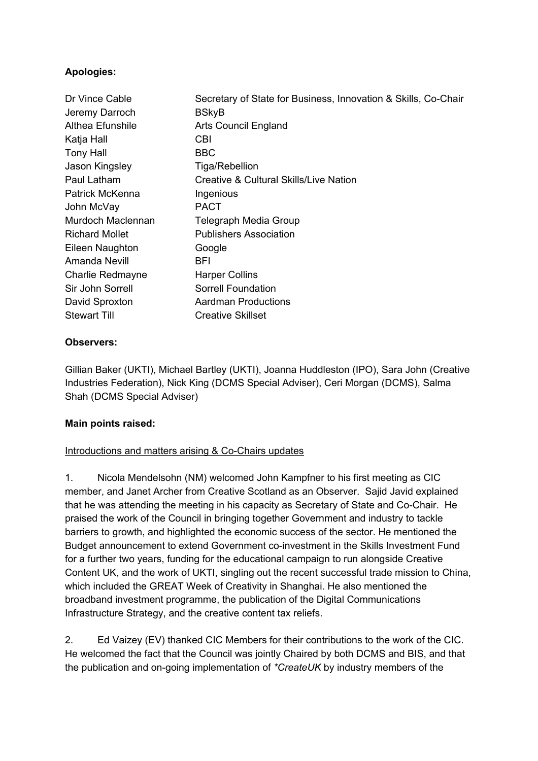**Apologies:**

| | |
|---|---|
| Dr Vince Cable | Secretary of State for Business, Innovation & Skills, Co-Chair |
| Jeremy Darroch | BSkyB |
| Althea Efunshile | Arts Council England |
| Katja Hall | CBI |
| Tony Hall | BBC |
| Jason Kingsley | Tiga/Rebellion |
| Paul Latham | Creative & Cultural Skills/Live Nation |
| Patrick McKenna | Ingenious |
| John McVay | PACT |
| Murdoch Maclennan | Telegraph Media Group |
| Richard Mollet | Publishers Association |
| Eileen Naughton | Google |
| Amanda Nevill | BFI |
| Charlie Redmayne | Harper Collins |
| Sir John Sorrell | Sorrell Foundation |
| David Sproxton | Aardman Productions |
| Stewart Till | Creative Skillset |

**Observers:**

Gillian Baker (UKTI), Michael Bartley (UKTI), Joanna Huddleston (IPO), Sara John (Creative Industries Federation), Nick King (DCMS Special Adviser), Ceri Morgan (DCMS), Salma Shah (DCMS Special Adviser)

**Main points raised:**

Introductions and matters arising & Co-Chairs updates

1. Nicola Mendelsohn (NM) welcomed John Kampfner to his first meeting as CIC member, and Janet Archer from Creative Scotland as an Observer. Sajid Javid explained that he was attending the meeting in his capacity as Secretary of State and Co-Chair. He praised the work of the Council in bringing together Government and industry to tackle barriers to growth, and highlighted the economic success of the sector. He mentioned the Budget announcement to extend Government co-investment in the Skills Investment Fund for a further two years, funding for the educational campaign to run alongside Creative Content UK, and the work of UKTI, singling out the recent successful trade mission to China, which included the GREAT Week of Creativity in Shanghai. He also mentioned the broadband investment programme, the publication of the Digital Communications Infrastructure Strategy, and the creative content tax reliefs.

2. Ed Vaizey (EV) thanked CIC Members for their contributions to the work of the CIC. He welcomed the fact that the Council was jointly Chaired by both DCMS and BIS, and that the publication and on-going implementation of *\*CreateUK* by industry members of the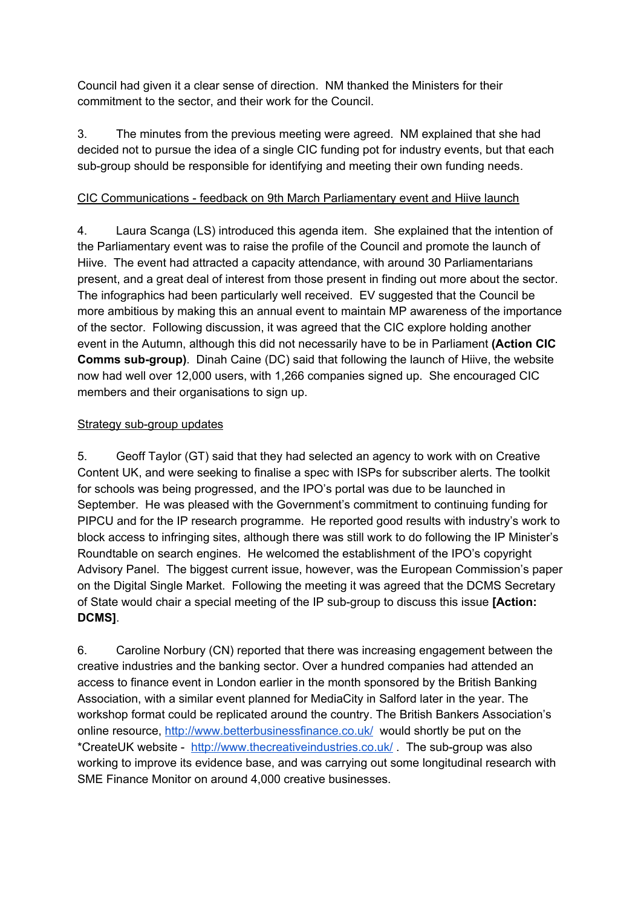Council had given it a clear sense of direction. NM thanked the Ministers for their commitment to the sector, and their work for the Council.

3. The minutes from the previous meeting were agreed. NM explained that she had decided not to pursue the idea of a single CIC funding pot for industry events, but that each sub-group should be responsible for identifying and meeting their own funding needs.

<u>CIC Communications - feedback on 9th March Parliamentary event and Hiive launch</u>

4. Laura Scanga (LS) introduced this agenda item. She explained that the intention of the Parliamentary event was to raise the profile of the Council and promote the launch of Hiive. The event had attracted a capacity attendance, with around 30 Parliamentarians present, and a great deal of interest from those present in finding out more about the sector. The infographics had been particularly well received. EV suggested that the Council be more ambitious by making this an annual event to maintain MP awareness of the importance of the sector. Following discussion, it was agreed that the CIC explore holding another event in the Autumn, although this did not necessarily have to be in Parliament **(Action CIC Comms sub-group)**. Dinah Caine (DC) said that following the launch of Hiive, the website now had well over 12,000 users, with 1,266 companies signed up. She encouraged CIC members and their organisations to sign up.

<u>Strategy sub-group updates</u>

5. Geoff Taylor (GT) said that they had selected an agency to work with on Creative Content UK, and were seeking to finalise a spec with ISPs for subscriber alerts. The toolkit for schools was being progressed, and the IPO's portal was due to be launched in September. He was pleased with the Government's commitment to continuing funding for PIPCU and for the IP research programme. He reported good results with industry's work to block access to infringing sites, although there was still work to do following the IP Minister's Roundtable on search engines. He welcomed the establishment of the IPO's copyright Advisory Panel. The biggest current issue, however, was the European Commission's paper on the Digital Single Market. Following the meeting it was agreed that the DCMS Secretary of State would chair a special meeting of the IP sub-group to discuss this issue **[Action: DCMS]**.

6. Caroline Norbury (CN) reported that there was increasing engagement between the creative industries and the banking sector. Over a hundred companies had attended an access to finance event in London earlier in the month sponsored by the British Banking Association, with a similar event planned for MediaCity in Salford later in the year. The workshop format could be replicated around the country. The British Bankers Association's online resource, http://www.betterbusinessfinance.co.uk/ would shortly be put on the *CreateUK website - http://www.thecreativeindustries.co.uk/ . The sub-group was also working to improve its evidence base, and was carrying out some longitudinal research with SME Finance Monitor on around 4,000 creative businesses.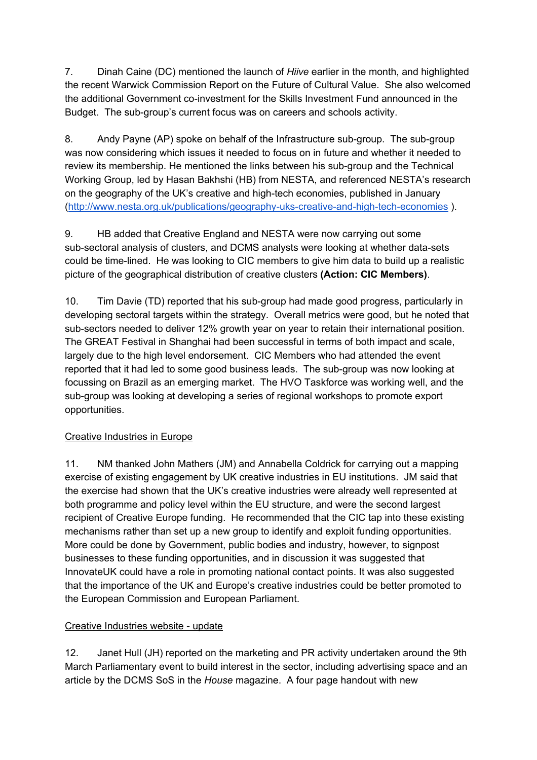7. Dinah Caine (DC) mentioned the launch of *Hiive* earlier in the month, and highlighted the recent Warwick Commission Report on the Future of Cultural Value. She also welcomed the additional Government co-investment for the Skills Investment Fund announced in the Budget. The sub-group's current focus was on careers and schools activity.

8. Andy Payne (AP) spoke on behalf of the Infrastructure sub-group. The sub-group was now considering which issues it needed to focus on in future and whether it needed to review its membership. He mentioned the links between his sub-group and the Technical Working Group, led by Hasan Bakhshi (HB) from NESTA, and referenced NESTA's research on the geography of the UK's creative and high-tech economies, published in January (http://www.nesta.org.uk/publications/geography-uks-creative-and-high-tech-economies ).

9. HB added that Creative England and NESTA were now carrying out some sub-sectoral analysis of clusters, and DCMS analysts were looking at whether data-sets could be time-lined. He was looking to CIC members to give him data to build up a realistic picture of the geographical distribution of creative clusters **(Action: CIC Members)**.

10. Tim Davie (TD) reported that his sub-group had made good progress, particularly in developing sectoral targets within the strategy. Overall metrics were good, but he noted that sub-sectors needed to deliver 12% growth year on year to retain their international position. The GREAT Festival in Shanghai had been successful in terms of both impact and scale, largely due to the high level endorsement. CIC Members who had attended the event reported that it had led to some good business leads. The sub-group was now looking at focussing on Brazil as an emerging market. The HVO Taskforce was working well, and the sub-group was looking at developing a series of regional workshops to promote export opportunities.

Creative Industries in Europe

11. NM thanked John Mathers (JM) and Annabella Coldrick for carrying out a mapping exercise of existing engagement by UK creative industries in EU institutions. JM said that the exercise had shown that the UK's creative industries were already well represented at both programme and policy level within the EU structure, and were the second largest recipient of Creative Europe funding. He recommended that the CIC tap into these existing mechanisms rather than set up a new group to identify and exploit funding opportunities. More could be done by Government, public bodies and industry, however, to signpost businesses to these funding opportunities, and in discussion it was suggested that InnovateUK could have a role in promoting national contact points. It was also suggested that the importance of the UK and Europe's creative industries could be better promoted to the European Commission and European Parliament.

Creative Industries website - update

12. Janet Hull (JH) reported on the marketing and PR activity undertaken around the 9th March Parliamentary event to build interest in the sector, including advertising space and an article by the DCMS SoS in the *House* magazine. A four page handout with new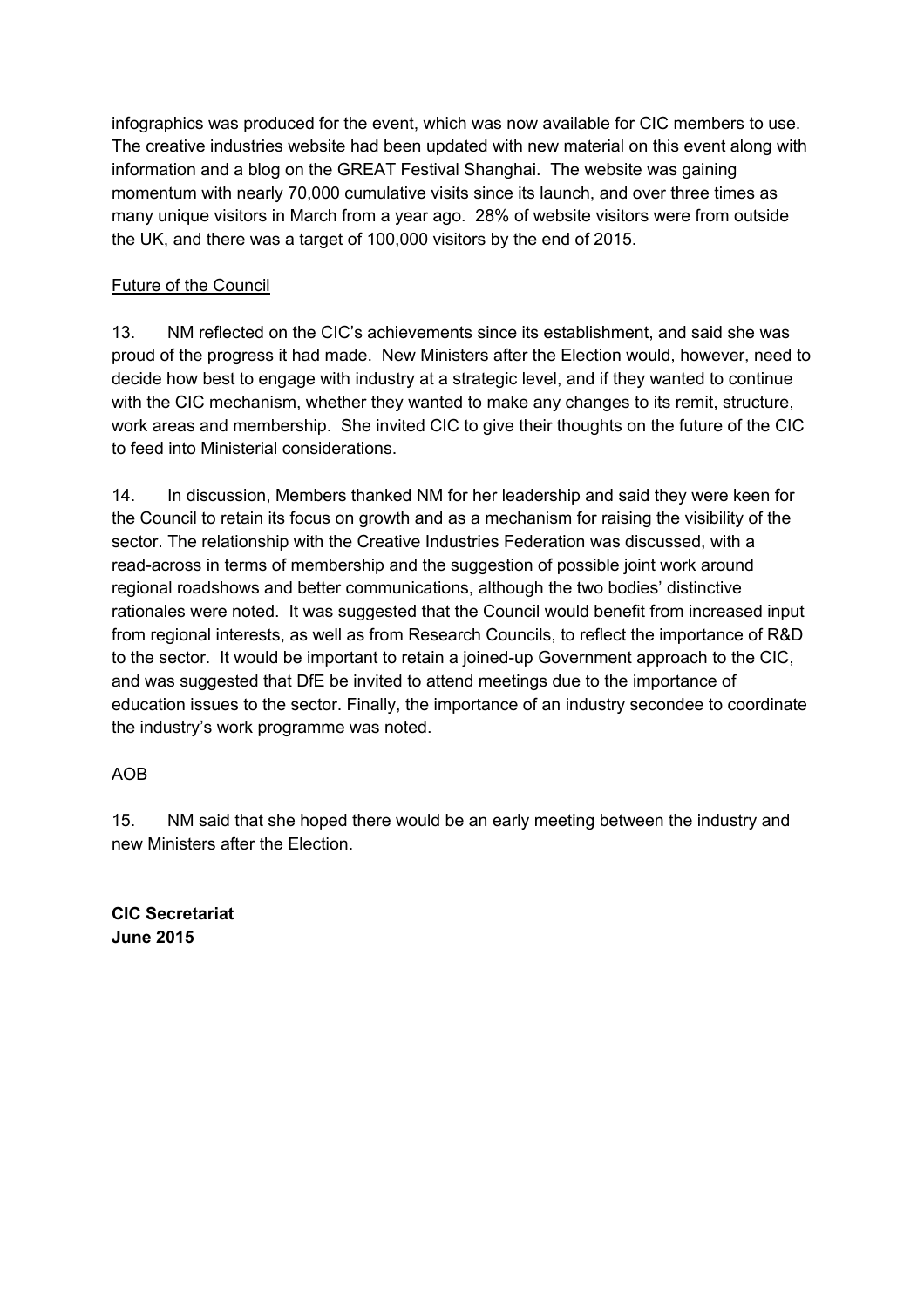infographics was produced for the event, which was now available for CIC members to use. The creative industries website had been updated with new material on this event along with information and a blog on the GREAT Festival Shanghai. The website was gaining momentum with nearly 70,000 cumulative visits since its launch, and over three times as many unique visitors in March from a year ago. 28% of website visitors were from outside the UK, and there was a target of 100,000 visitors by the end of 2015.

<u>Future of the Council</u>

13. NM reflected on the CIC's achievements since its establishment, and said she was proud of the progress it had made. New Ministers after the Election would, however, need to decide how best to engage with industry at a strategic level, and if they wanted to continue with the CIC mechanism, whether they wanted to make any changes to its remit, structure, work areas and membership. She invited CIC to give their thoughts on the future of the CIC to feed into Ministerial considerations.

14. In discussion, Members thanked NM for her leadership and said they were keen for the Council to retain its focus on growth and as a mechanism for raising the visibility of the sector. The relationship with the Creative Industries Federation was discussed, with a read-across in terms of membership and the suggestion of possible joint work around regional roadshows and better communications, although the two bodies' distinctive rationales were noted. It was suggested that the Council would benefit from increased input from regional interests, as well as from Research Councils, to reflect the importance of R&D to the sector. It would be important to retain a joined-up Government approach to the CIC, and was suggested that DfE be invited to attend meetings due to the importance of education issues to the sector. Finally, the importance of an industry secondee to coordinate the industry's work programme was noted.

<u>AOB</u>

15. NM said that she hoped there would be an early meeting between the industry and new Ministers after the Election.

**CIC Secretariat**
**June 2015**